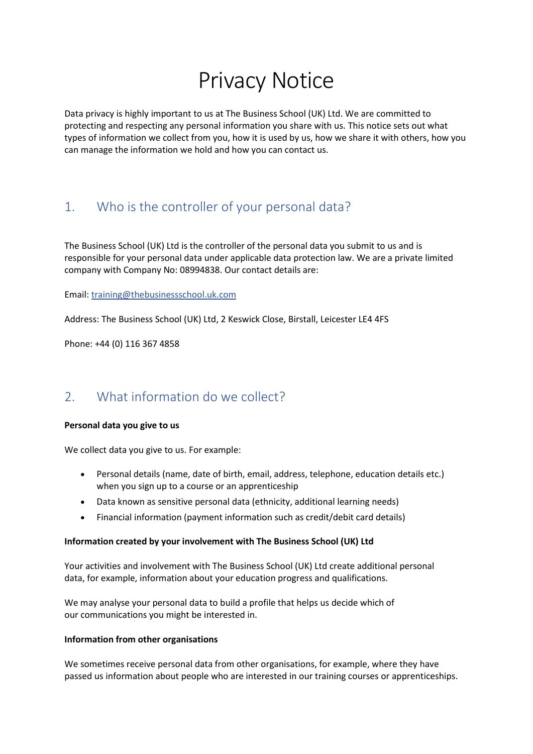# Privacy Notice

Data privacy is highly important to us at The Business School (UK) Ltd. We are committed to protecting and respecting any personal information you share with us. This notice sets out what types of information we collect from you, how it is used by us, how we share it with others, how you can manage the information we hold and how you can contact us.

## 1. Who is the controller of your personal data?

The Business School (UK) Ltd is the controller of the personal data you submit to us and is responsible for your personal data under applicable data protection law. We are a private limited company with Company No: 08994838. Our contact details are:

Email: [training@thebusinessschool.uk.com](mailto:training@thebusinessschool.uk.com)

Address: The Business School (UK) Ltd, 2 Keswick Close, Birstall, Leicester LE4 4FS

Phone: +44 (0) 116 367 4858

## 2. What information do we collect?

**Personal data you give to us**

We collect data you give to us. For example:

- Personal details (name, date of birth, email, address, telephone, education details etc.) when you sign up to a course or an apprenticeship
- Data known as sensitive personal data (ethnicity, additional learning needs)
- Financial information (payment information such as credit/debit card details)

**Information created by your involvement with The Business School (UK) Ltd**

Your activities and involvement with The Business School (UK) Ltd create additional personal data, for example, information about your education progress and qualifications.

We may analyse your personal data to build a profile that helps us decide which of our communications you might be interested in.

**Information from other organisations**

We sometimes receive personal data from other organisations, for example, where they have passed us information about people who are interested in our training courses or apprenticeships.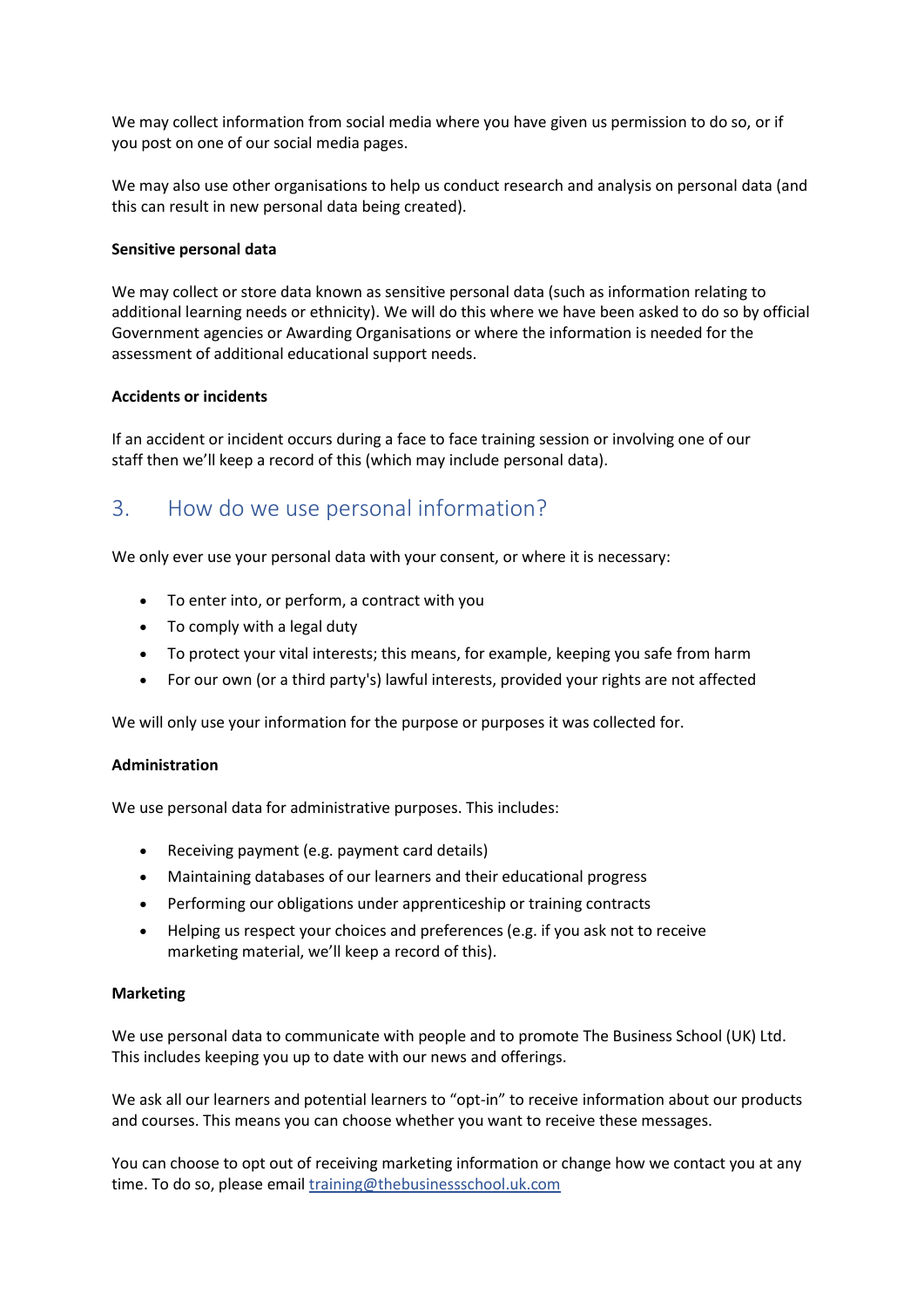We may collect information from social media where you have given us permission to do so, or if you post on one of our social media pages.

We may also use other organisations to help us conduct research and analysis on personal data (and this can result in new personal data being created).

**Sensitive personal data**

We may collect or store data known as sensitive personal data (such as information relating to additional learning needs or ethnicity). We will do this where we have been asked to do so by official Government agencies or Awarding Organisations or where the information is needed for the assessment of additional educational support needs.

**Accidents or incidents**

If an accident or incident occurs during a face to face training session or involving one of our staff then we'll keep a record of this (which may include personal data).

## 3. How do we use personal information?

We only ever use your personal data with your consent, or where it is necessary:

- To enter into, or perform, a contract with you
- To comply with a legal duty
- To protect your vital interests; this means, for example, keeping you safe from harm
- For our own (or a third party's) lawful interests, provided your rights are not affected

We will only use your information for the purpose or purposes it was collected for.

**Administration**

We use personal data for administrative purposes. This includes:

- Receiving payment (e.g. payment card details)
- Maintaining databases of our learners and their educational progress
- Performing our obligations under apprenticeship or training contracts
- Helping us respect your choices and preferences (e.g. if you ask not to receive marketing material, we'll keep a record of this).

**Marketing**

We use personal data to communicate with people and to promote The Business School (UK) Ltd. This includes keeping you up to date with our news and offerings.

We ask all our learners and potential learners to "opt-in" to receive information about our products and courses. This means you can choose whether you want to receive these messages.

You can choose to opt out of receiving marketing information or change how we contact you at any time. To do so, please email training@thebusinessschool.uk.com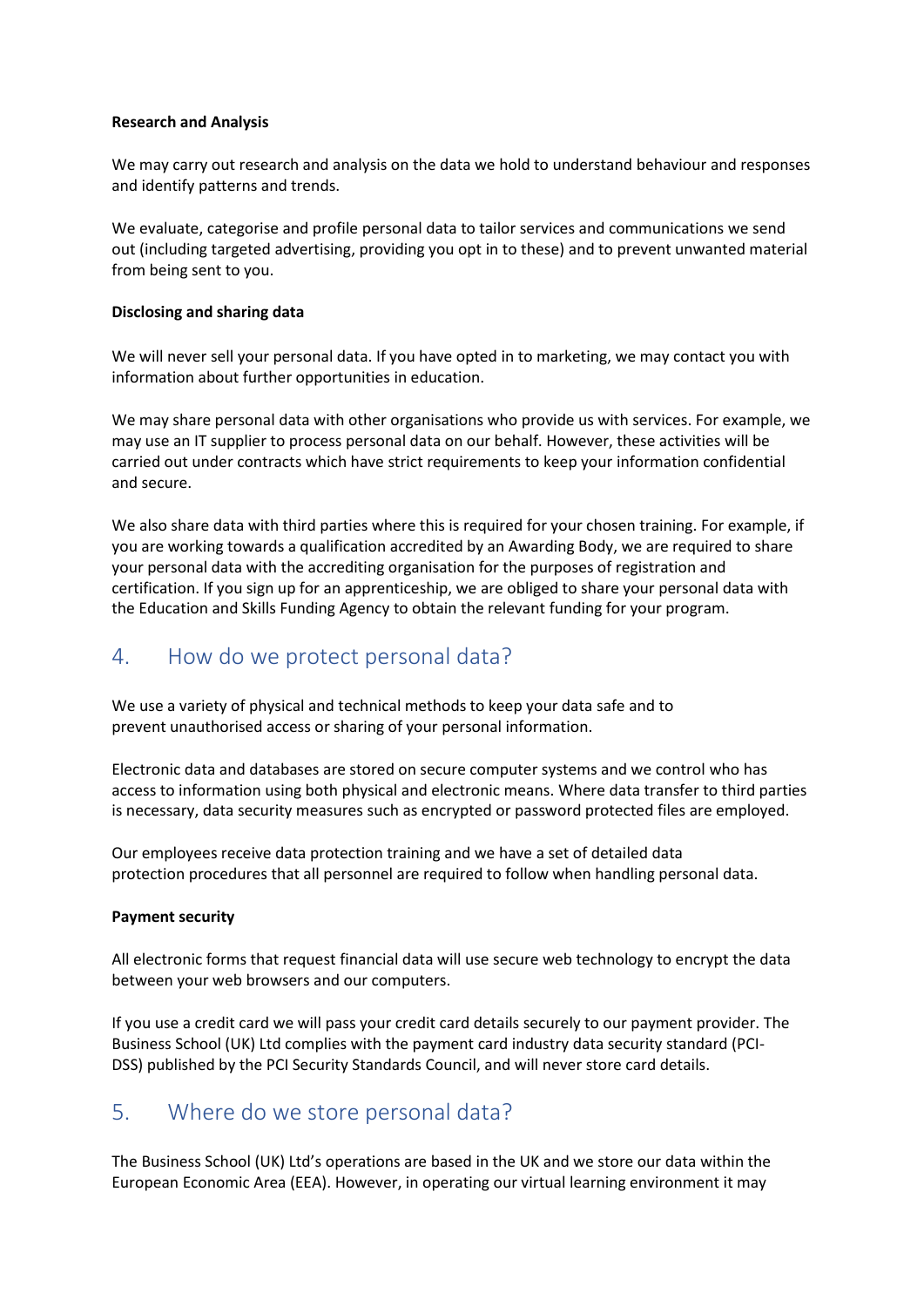### Research and Analysis

We may carry out research and analysis on the data we hold to understand behaviour and responses and identify patterns and trends.

We evaluate, categorise and profile personal data to tailor services and communications we send out (including targeted advertising, providing you opt in to these) and to prevent unwanted material from being sent to you.

### Disclosing and sharing data

We will never sell your personal data. If you have opted in to marketing, we may contact you with information about further opportunities in education.

We may share personal data with other organisations who provide us with services. For example, we may use an IT supplier to process personal data on our behalf. However, these activities will be carried out under contracts which have strict requirements to keep your information confidential and secure.

We also share data with third parties where this is required for your chosen training. For example, if you are working towards a qualification accredited by an Awarding Body, we are required to share your personal data with the accrediting organisation for the purposes of registration and certification. If you sign up for an apprenticeship, we are obliged to share your personal data with the Education and Skills Funding Agency to obtain the relevant funding for your program.

## 4. How do we protect personal data?

We use a variety of physical and technical methods to keep your data safe and to prevent unauthorised access or sharing of your personal information.

Electronic data and databases are stored on secure computer systems and we control who has access to information using both physical and electronic means. Where data transfer to third parties is necessary, data security measures such as encrypted or password protected files are employed.

Our employees receive data protection training and we have a set of detailed data protection procedures that all personnel are required to follow when handling personal data.

### Payment security

All electronic forms that request financial data will use secure web technology to encrypt the data between your web browsers and our computers.

If you use a credit card we will pass your credit card details securely to our payment provider. The Business School (UK) Ltd complies with the payment card industry data security standard (PCI-DSS) published by the PCI Security Standards Council, and will never store card details.

## 5. Where do we store personal data?

The Business School (UK) Ltd's operations are based in the UK and we store our data within the European Economic Area (EEA). However, in operating our virtual learning environment it may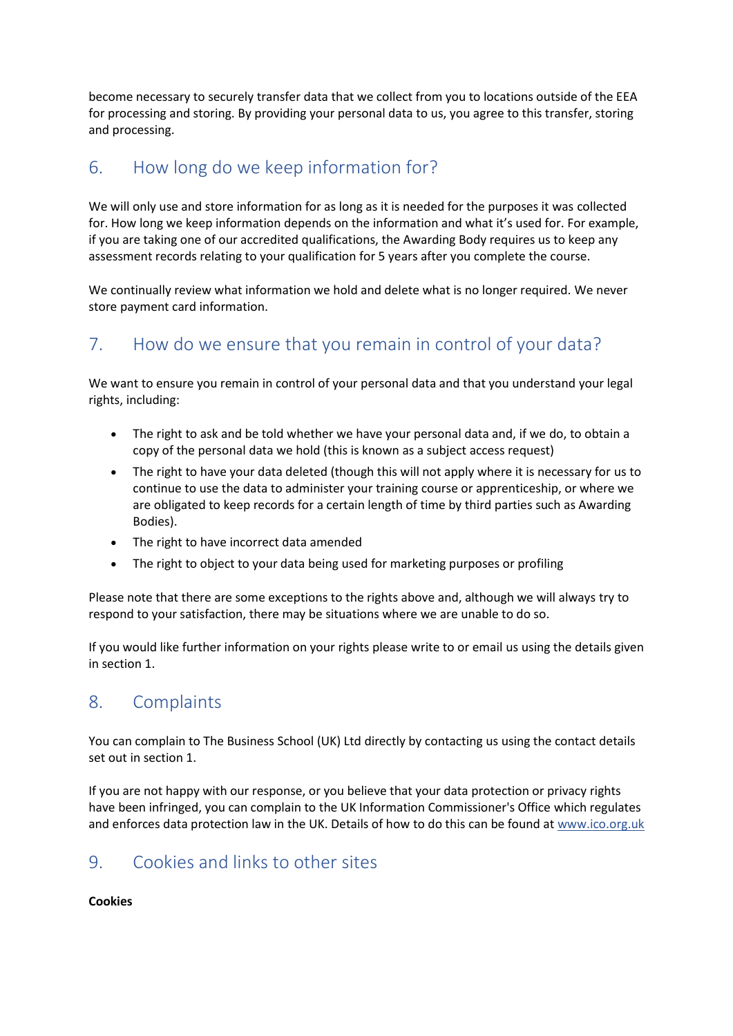become necessary to securely transfer data that we collect from you to locations outside of the EEA for processing and storing. By providing your personal data to us, you agree to this transfer, storing and processing.

## 6. How long do we keep information for?

We will only use and store information for as long as it is needed for the purposes it was collected for. How long we keep information depends on the information and what it's used for. For example, if you are taking one of our accredited qualifications, the Awarding Body requires us to keep any assessment records relating to your qualification for 5 years after you complete the course.

We continually review what information we hold and delete what is no longer required. We never store payment card information.

## 7. How do we ensure that you remain in control of your data?

We want to ensure you remain in control of your personal data and that you understand your legal rights, including:

- The right to ask and be told whether we have your personal data and, if we do, to obtain a copy of the personal data we hold (this is known as a subject access request)
- The right to have your data deleted (though this will not apply where it is necessary for us to continue to use the data to administer your training course or apprenticeship, or where we are obligated to keep records for a certain length of time by third parties such as Awarding Bodies).
- The right to have incorrect data amended
- The right to object to your data being used for marketing purposes or profiling

Please note that there are some exceptions to the rights above and, although we will always try to respond to your satisfaction, there may be situations where we are unable to do so.

If you would like further information on your rights please write to or email us using the details given in section 1.

## 8. Complaints

You can complain to The Business School (UK) Ltd directly by contacting us using the contact details set out in section 1.

If you are not happy with our response, or you believe that your data protection or privacy rights have been infringed, you can complain to the UK Information Commissioner's Office which regulates and enforces data protection law in the UK. Details of how to do this can be found at www.ico.org.uk

## 9. Cookies and links to other sites

**Cookies**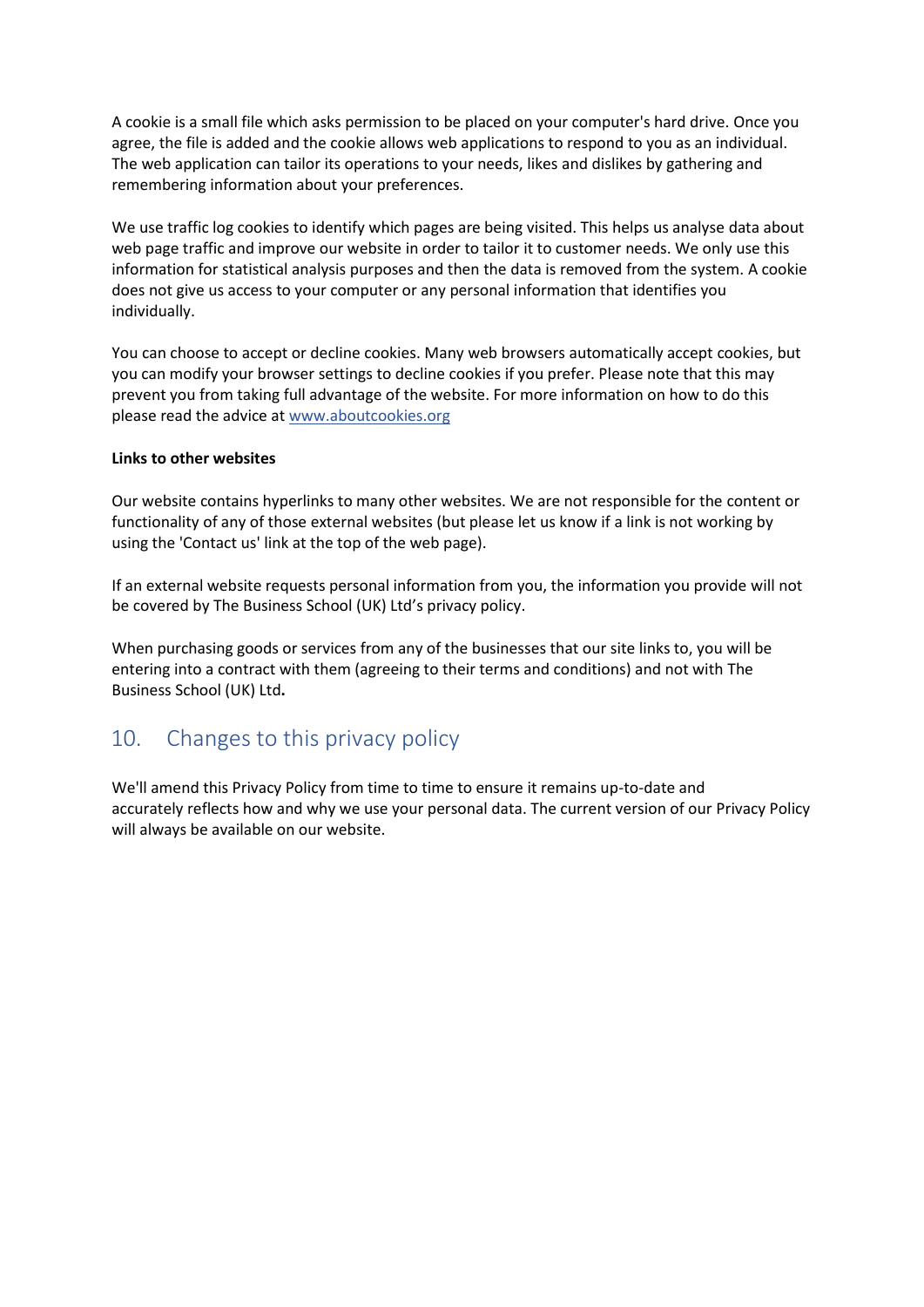A cookie is a small file which asks permission to be placed on your computer's hard drive. Once you agree, the file is added and the cookie allows web applications to respond to you as an individual. The web application can tailor its operations to your needs, likes and dislikes by gathering and remembering information about your preferences.

We use traffic log cookies to identify which pages are being visited. This helps us analyse data about web page traffic and improve our website in order to tailor it to customer needs. We only use this information for statistical analysis purposes and then the data is removed from the system. A cookie does not give us access to your computer or any personal information that identifies you individually.

You can choose to accept or decline cookies. Many web browsers automatically accept cookies, but you can modify your browser settings to decline cookies if you prefer. Please note that this may prevent you from taking full advantage of the website. For more information on how to do this please read the advice at [www.aboutcookies.org](http://www.aboutcookies.org)

**Links to other websites**

Our website contains hyperlinks to many other websites. We are not responsible for the content or functionality of any of those external websites (but please let us know if a link is not working by using the 'Contact us' link at the top of the web page).

If an external website requests personal information from you, the information you provide will not be covered by The Business School (UK) Ltd's privacy policy.

When purchasing goods or services from any of the businesses that our site links to, you will be entering into a contract with them (agreeing to their terms and conditions) and not with The Business School (UK) Ltd**.**

## 10. Changes to this privacy policy

We'll amend this Privacy Policy from time to time to ensure it remains up-to-date and accurately reflects how and why we use your personal data. The current version of our Privacy Policy will always be available on our website.